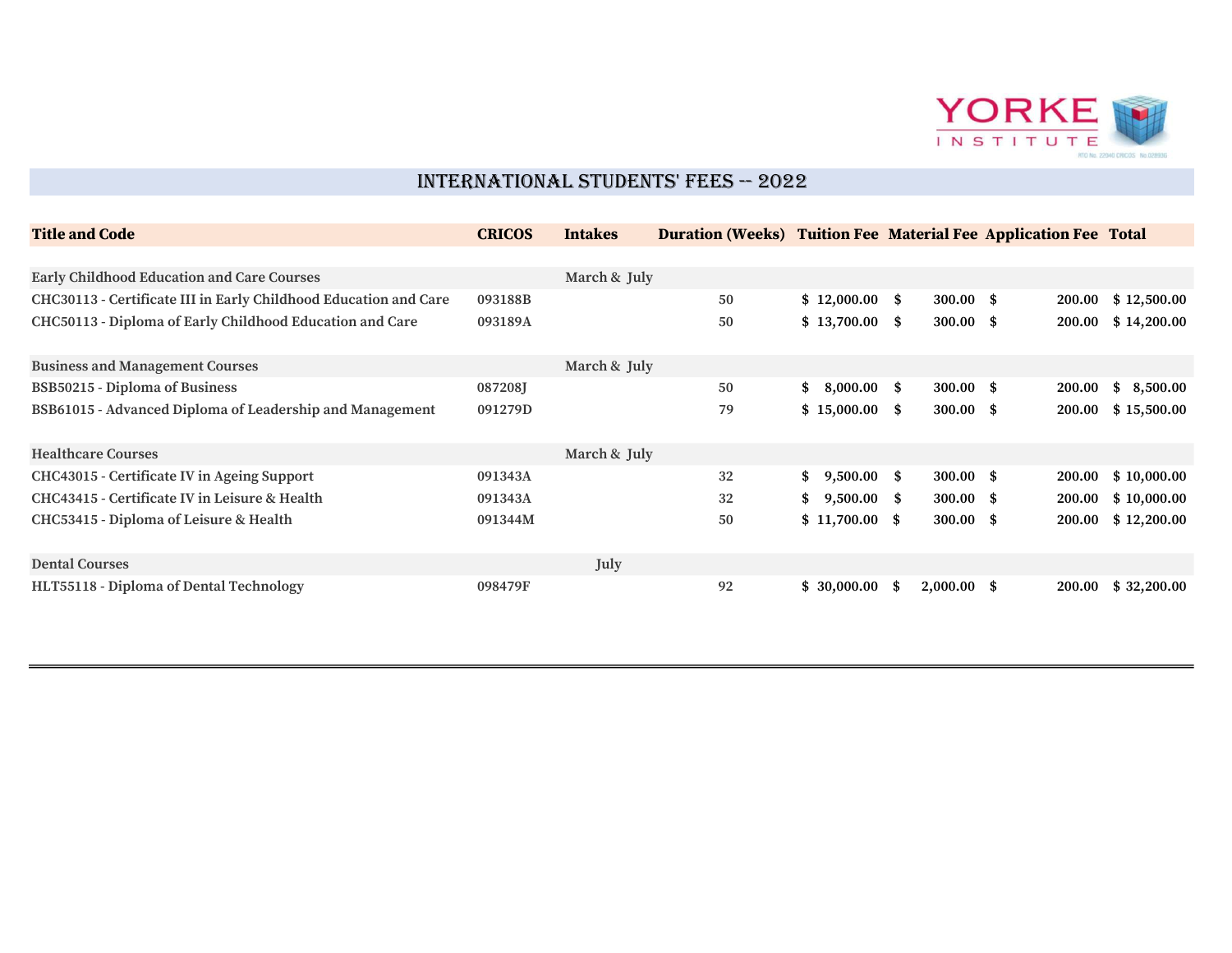YORKE INSTITUTE

RTO No. 22040 CRICOS No.02893G

# INTERNATIONAL STUDENTS' FEES -- 2022

| Title and Code | CRICOS | Intakes | Duration (Weeks) | Tuition Fee | Material Fee | Application Fee | Total |
|---|---|---|---|---|---|---|---|
| Early Childhood Education and Care Courses | | March & July | | | | | |
| CHC30113 - Certificate III in Early Childhood Education and Care | 093188B | | 50 | $ 12,000.00 | $ 300.00 | $ 200.00 | $ 12,500.00 |
| CHC50113 - Diploma of Early Childhood Education and Care | 093189A | | 50 | $ 13,700.00 | $ 300.00 | $ 200.00 | $ 14,200.00 |
| Business and Management Courses | | March & July | | | | | |
| BSB50215 - Diploma of Business | 087208J | | 50 | $ 8,000.00 | $ 300.00 | $ 200.00 | $ 8,500.00 |
| BSB61015 - Advanced Diploma of Leadership and Management | 091279D | | 79 | $ 15,000.00 | $ 300.00 | $ 200.00 | $ 15,500.00 |
| Healthcare Courses | | March & July | | | | | |
| CHC43015 - Certificate IV in Ageing Support | 091343A | | 32 | $ 9,500.00 | $ 300.00 | $ 200.00 | $ 10,000.00 |
| CHC43415 - Certificate IV in Leisure & Health | 091343A | | 32 | $ 9,500.00 | $ 300.00 | $ 200.00 | $ 10,000.00 |
| CHC53415 - Diploma of Leisure & Health | 091344M | | 50 | $ 11,700.00 | $ 300.00 | $ 200.00 | $ 12,200.00 |
| Dental Courses | | July | | | | | |
| HLT55118 - Diploma of Dental Technology | 098479F | | 92 | $ 30,000.00 | $ 2,000.00 | $ 200.00 | $ 32,200.00 |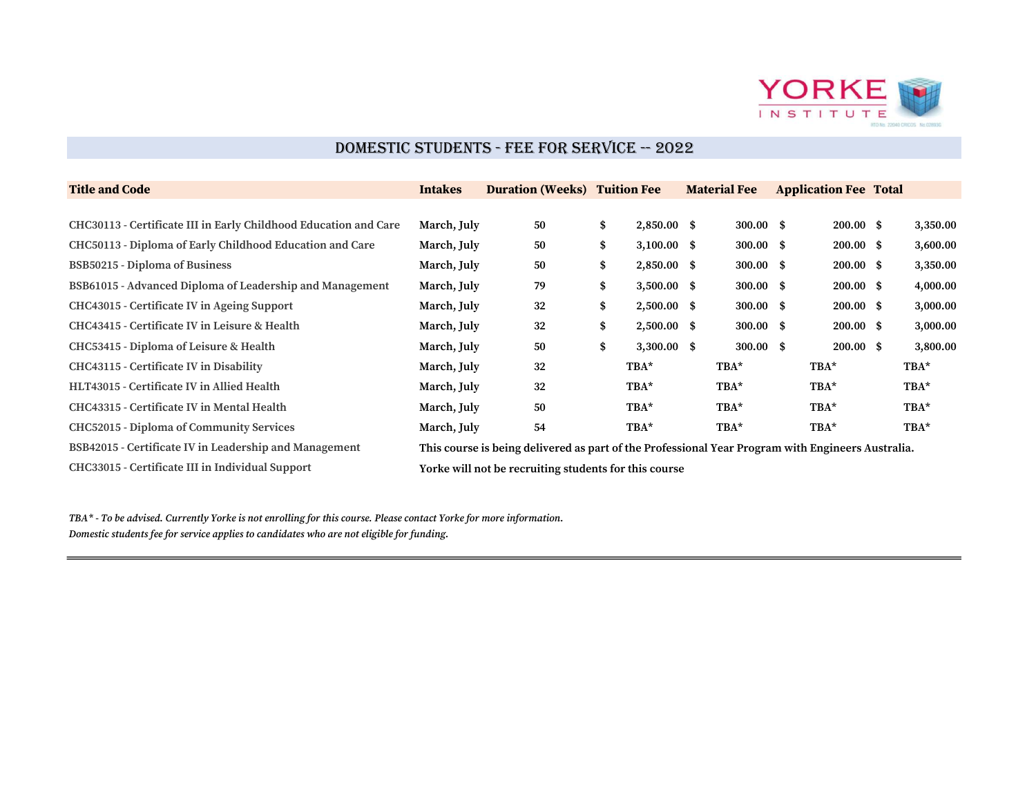## DOMESTIC STUDENTS - FEE FOR SERVICE -- 2022

| Title and Code | Intakes | Duration (Weeks) | Tuition Fee | Material Fee | Application Fee | Total |
|---|---|---|---|---|---|---|
| CHC30113 - Certificate III in Early Childhood Education and Care | March, July | 50 | $ 2,850.00 | $ 300.00 | $ 200.00 | $ 3,350.00 |
| CHC50113 - Diploma of Early Childhood Education and Care | March, July | 50 | $ 3,100.00 | $ 300.00 | $ 200.00 | $ 3,600.00 |
| BSB50215 - Diploma of Business | March, July | 50 | $ 2,850.00 | $ 300.00 | $ 200.00 | $ 3,350.00 |
| BSB61015 - Advanced Diploma of Leadership and Management | March, July | 79 | $ 3,500.00 | $ 300.00 | $ 200.00 | $ 4,000.00 |
| CHC43015 - Certificate IV in Ageing Support | March, July | 32 | $ 2,500.00 | $ 300.00 | $ 200.00 | $ 3,000.00 |
| CHC43415 - Certificate IV in Leisure & Health | March, July | 32 | $ 2,500.00 | $ 300.00 | $ 200.00 | $ 3,000.00 |
| CHC53415 - Diploma of Leisure & Health | March, July | 50 | $ 3,300.00 | $ 300.00 | $ 200.00 | $ 3,800.00 |
| CHC43115 - Certificate IV in Disability | March, July | 32 | TBA* | TBA* | TBA* | TBA* |
| HLT43015 - Certificate IV in Allied Health | March, July | 32 | TBA* | TBA* | TBA* | TBA* |
| CHC43315 - Certificate IV in Mental Health | March, July | 50 | TBA* | TBA* | TBA* | TBA* |
| CHC52015 - Diploma of Community Services | March, July | 54 | TBA* | TBA* | TBA* | TBA* |
| BSB42015 - Certificate IV in Leadership and Management | This course is being delivered as part of the Professional Year Program with Engineers Australia. | | | | | |
| CHC33015 - Certificate III in Individual Support | Yorke will not be recruiting students for this course | | | | | |

*TBA* - To be advised. Currently Yorke is not enrolling for this course. Please contact Yorke for more information.*

*Domestic students fee for service applies to candidates who are not eligible for funding.*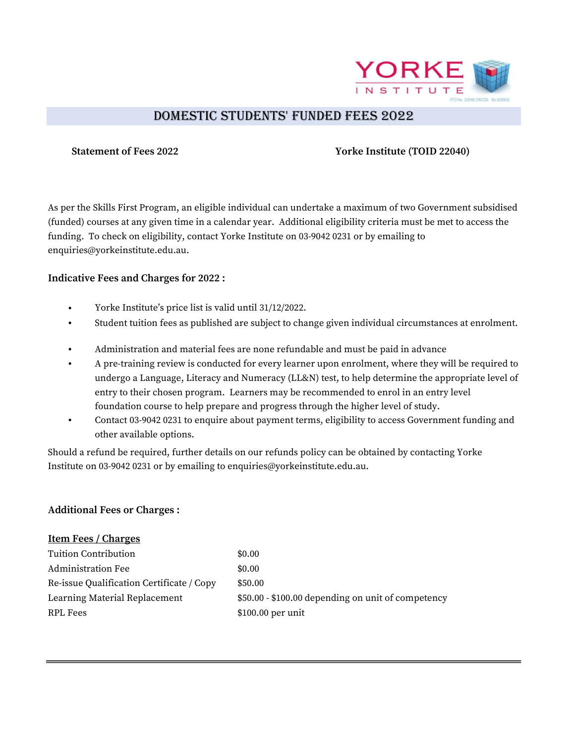# Domestic Students' Funded Fees 2022

**Statement of Fees 2022** **Yorke Institute (TOID 22040)**

As per the Skills First Program, an eligible individual can undertake a maximum of two Government subsidised (funded) courses at any given time in a calendar year. Additional eligibility criteria must be met to access the funding. To check on eligibility, contact Yorke Institute on 03-9042 0231 or by emailing to enquiries@yorkeinstitute.edu.au.

### Indicative Fees and Charges for 2022 :

- Yorke Institute's price list is valid until 31/12/2022.
- Student tuition fees as published are subject to change given individual circumstances at enrolment.
- Administration and material fees are none refundable and must be paid in advance
- A pre-training review is conducted for every learner upon enrolment, where they will be required to undergo a Language, Literacy and Numeracy (LL&N) test, to help determine the appropriate level of entry to their chosen program. Learners may be recommended to enrol in an entry level foundation course to help prepare and progress through the higher level of study.
- Contact 03-9042 0231 to enquire about payment terms, eligibility to access Government funding and other available options.

Should a refund be required, further details on our refunds policy can be obtained by contacting Yorke Institute on 03-9042 0231 or by emailing to enquiries@yorkeinstitute.edu.au.

### Additional Fees or Charges :

| Item Fees / Charges | |
|---|---|
| Tuition Contribution | $0.00 |
| Administration Fee | $0.00 |
| Re-issue Qualification Certificate / Copy | $50.00 |
| Learning Material Replacement | $50.00 - $100.00 depending on unit of competency |
| RPL Fees | $100.00 per unit |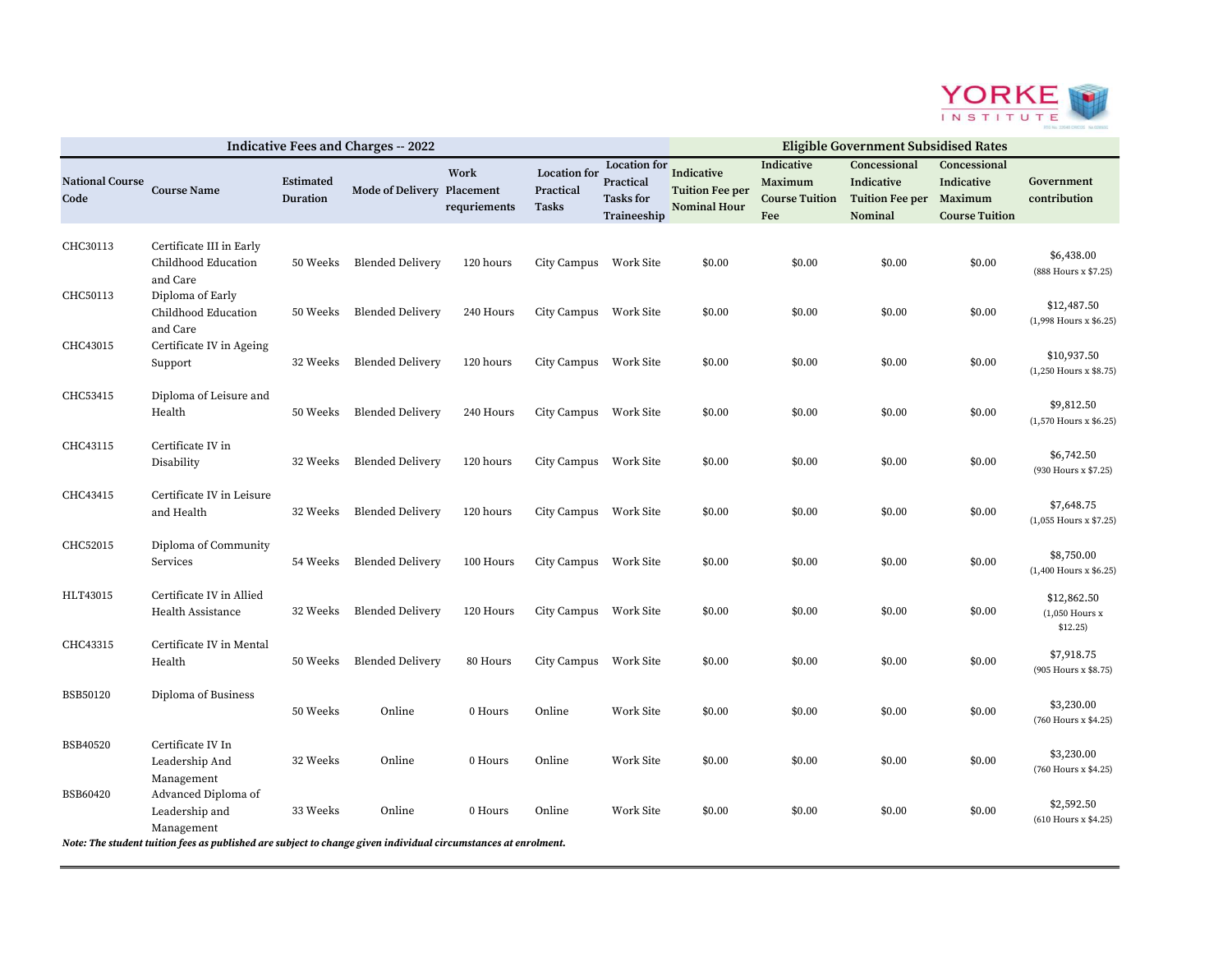| Indicative Fees and Charges -- 2022 | | | | | | | Eligible Government Subsidised Rates | | | | |
|---|---|---|---|---|---|---|---|---|---|---|---|
| **National Course Code** | **Course Name** | **Estimated Duration** | **Mode of Delivery** | **Work Placement requriements** | **Location for Practical Tasks** | **Location for Practical Tasks for Traineeship** | **Indicative Tuition Fee per Nominal Hour** | **Indicative Maximum Course Tuition Fee** | **Concessional Indicative Tuition Fee per Nominal** | **Concessional Indicative Maximum Course Tuition** | **Government contribution** |
| CHC30113 | Certificate III in Early Childhood Education and Care | 50 Weeks | Blended Delivery | 120 hours | City Campus | Work Site | $0.00 | $0.00 | $0.00 | $0.00 | $6,438.00 (888 Hours x $7.25) |
| CHC50113 | Diploma of Early Childhood Education and Care | 50 Weeks | Blended Delivery | 240 Hours | City Campus | Work Site | $0.00 | $0.00 | $0.00 | $0.00 | $12,487.50 (1,998 Hours x $6.25) |
| CHC43015 | Certificate IV in Ageing Support | 32 Weeks | Blended Delivery | 120 hours | City Campus | Work Site | $0.00 | $0.00 | $0.00 | $0.00 | $10,937.50 (1,250 Hours x $8.75) |
| CHC53415 | Diploma of Leisure and Health | 50 Weeks | Blended Delivery | 240 Hours | City Campus | Work Site | $0.00 | $0.00 | $0.00 | $0.00 | $9,812.50 (1,570 Hours x $6.25) |
| CHC43115 | Certificate IV in Disability | 32 Weeks | Blended Delivery | 120 hours | City Campus | Work Site | $0.00 | $0.00 | $0.00 | $0.00 | $6,742.50 (930 Hours x $7.25) |
| CHC43415 | Certificate IV in Leisure and Health | 32 Weeks | Blended Delivery | 120 hours | City Campus | Work Site | $0.00 | $0.00 | $0.00 | $0.00 | $7,648.75 (1,055 Hours x $7.25) |
| CHC52015 | Diploma of Community Services | 54 Weeks | Blended Delivery | 100 Hours | City Campus | Work Site | $0.00 | $0.00 | $0.00 | $0.00 | $8,750.00 (1,400 Hours x $6.25) |
| HLT43015 | Certificate IV in Allied Health Assistance | 32 Weeks | Blended Delivery | 120 Hours | City Campus | Work Site | $0.00 | $0.00 | $0.00 | $0.00 | $12,862.50 (1,050 Hours x $12.25) |
| CHC43315 | Certificate IV in Mental Health | 50 Weeks | Blended Delivery | 80 Hours | City Campus | Work Site | $0.00 | $0.00 | $0.00 | $0.00 | $7,918.75 (905 Hours x $8.75) |
| BSB50120 | Diploma of Business | 50 Weeks | Online | 0 Hours | Online | Work Site | $0.00 | $0.00 | $0.00 | $0.00 | $3,230.00 (760 Hours x $4.25) |
| BSB40520 | Certificate IV In Leadership And Management | 32 Weeks | Online | 0 Hours | Online | Work Site | $0.00 | $0.00 | $0.00 | $0.00 | $3,230.00 (760 Hours x $4.25) |
| BSB60420 | Advanced Diploma of Leadership and Management | 33 Weeks | Online | 0 Hours | Online | Work Site | $0.00 | $0.00 | $0.00 | $0.00 | $2,592.50 (610 Hours x $4.25) |

***Note: The student tuition fees as published are subject to change given individual circumstances at enrolment.***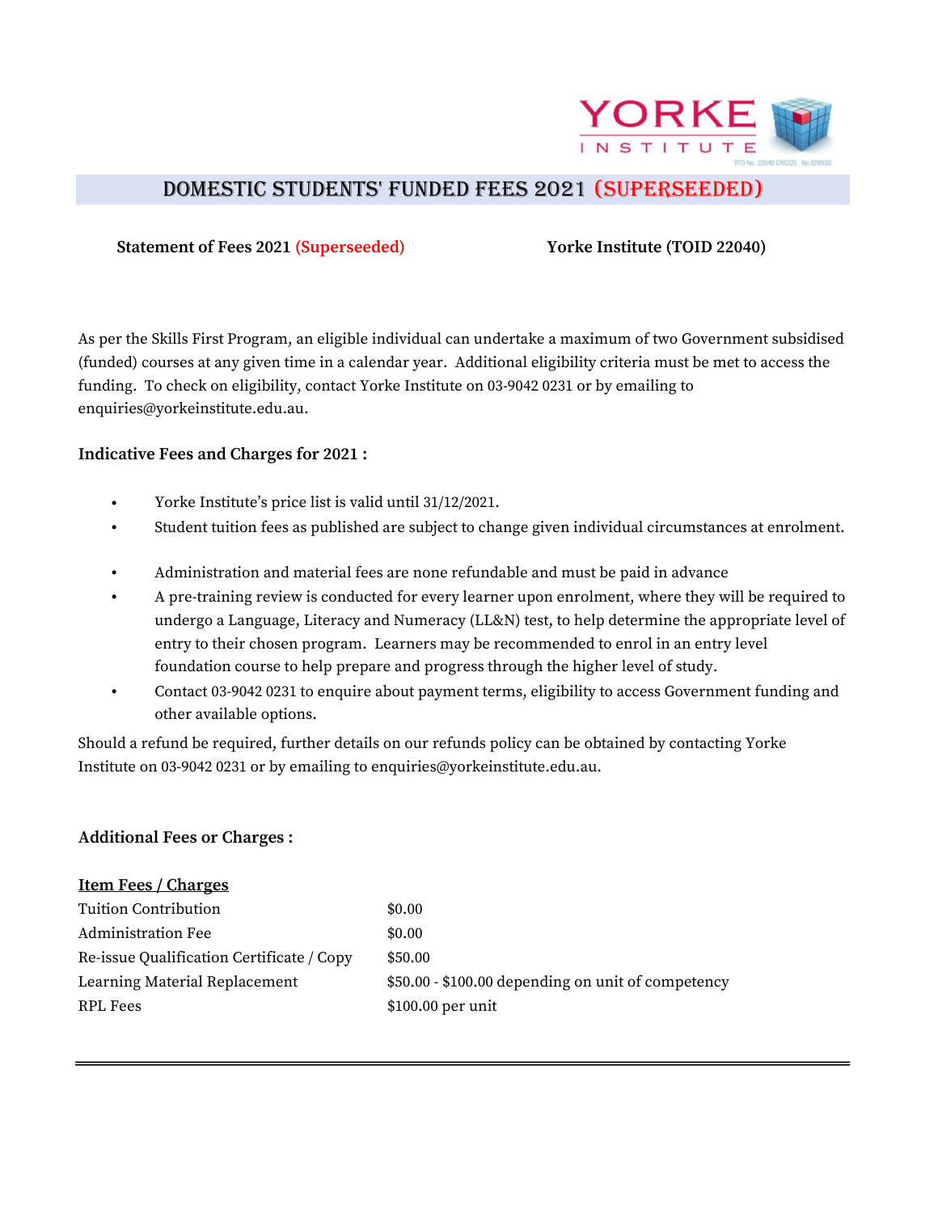# DOMESTIC STUDENTS' FUNDED FEES 2021 (SUPERSEEDED)

**Statement of Fees 2021 (Superseeded)** **Yorke Institute (TOID 22040)**

As per the Skills First Program, an eligible individual can undertake a maximum of two Government subsidised (funded) courses at any given time in a calendar year. Additional eligibility criteria must be met to access the funding. To check on eligibility, contact Yorke Institute on 03-9042 0231 or by emailing to enquiries@yorkeinstitute.edu.au.

**Indicative Fees and Charges for 2021 :**

- Yorke Institute's price list is valid until 31/12/2021.
- Student tuition fees as published are subject to change given individual circumstances at enrolment.
- Administration and material fees are none refundable and must be paid in advance
- A pre-training review is conducted for every learner upon enrolment, where they will be required to undergo a Language, Literacy and Numeracy (LL&N) test, to help determine the appropriate level of entry to their chosen program. Learners may be recommended to enrol in an entry level foundation course to help prepare and progress through the higher level of study.
- Contact 03-9042 0231 to enquire about payment terms, eligibility to access Government funding and other available options.

Should a refund be required, further details on our refunds policy can be obtained by contacting Yorke Institute on 03-9042 0231 or by emailing to enquiries@yorkeinstitute.edu.au.

**Additional Fees or Charges :**

| Item Fees / Charges | |
|---|---|
| Tuition Contribution | $0.00 |
| Administration Fee | $0.00 |
| Re-issue Qualification Certificate / Copy | $50.00 |
| Learning Material Replacement | $50.00 - $100.00 depending on unit of competency |
| RPL Fees | $100.00 per unit |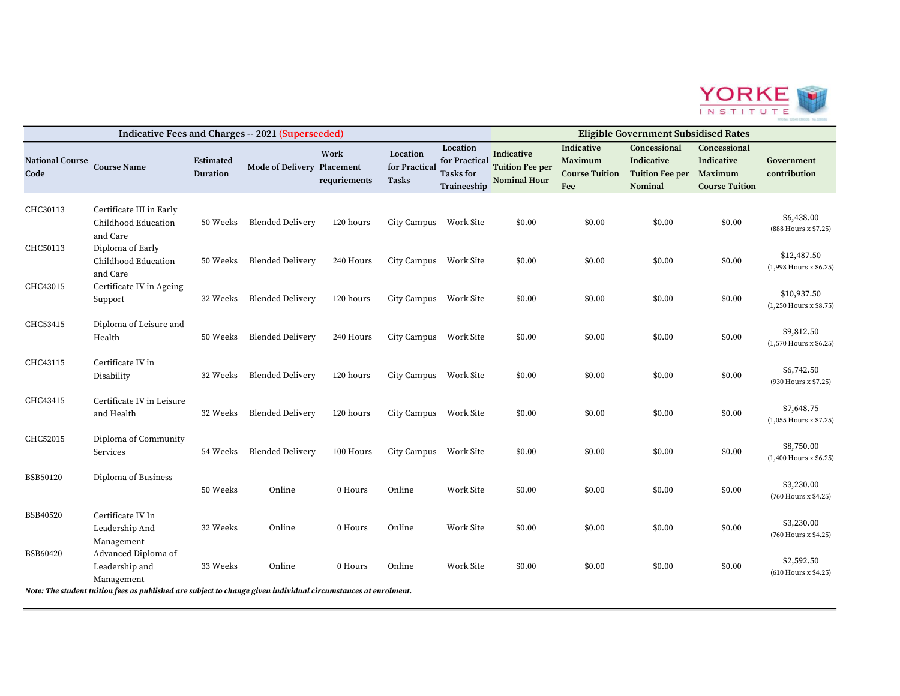| Indicative Fees and Charges -- 2021 (Superseeded) | | | | | | | Eligible Government Subsidised Rates | | | | |
|---|---|---|---|---|---|---|---|---|---|---|---|
| National Course Code | Course Name | Estimated Duration | Mode of Delivery | Work Placement requriements | Location for Practical Tasks | Location for Practical Tasks for Traineeship | Indicative Tuition Fee per Nominal Hour | Indicative Maximum Course Tuition Fee | Concessional Indicative Tuition Fee per Nominal | Concessional Indicative Maximum Course Tuition | Government contribution |
| CHC30113 | Certificate III in Early Childhood Education and Care | 50 Weeks | Blended Delivery | 120 hours | City Campus | Work Site | $0.00 | $0.00 | $0.00 | $0.00 | $6,438.00 (888 Hours x $7.25) |
| CHC50113 | Diploma of Early Childhood Education and Care | 50 Weeks | Blended Delivery | 240 Hours | City Campus | Work Site | $0.00 | $0.00 | $0.00 | $0.00 | $12,487.50 (1,998 Hours x $6.25) |
| CHC43015 | Certificate IV in Ageing Support | 32 Weeks | Blended Delivery | 120 hours | City Campus | Work Site | $0.00 | $0.00 | $0.00 | $0.00 | $10,937.50 (1,250 Hours x $8.75) |
| CHC53415 | Diploma of Leisure and Health | 50 Weeks | Blended Delivery | 240 Hours | City Campus | Work Site | $0.00 | $0.00 | $0.00 | $0.00 | $9,812.50 (1,570 Hours x $6.25) |
| CHC43115 | Certificate IV in Disability | 32 Weeks | Blended Delivery | 120 hours | City Campus | Work Site | $0.00 | $0.00 | $0.00 | $0.00 | $6,742.50 (930 Hours x $7.25) |
| CHC43415 | Certificate IV in Leisure and Health | 32 Weeks | Blended Delivery | 120 hours | City Campus | Work Site | $0.00 | $0.00 | $0.00 | $0.00 | $7,648.75 (1,055 Hours x $7.25) |
| CHC52015 | Diploma of Community Services | 54 Weeks | Blended Delivery | 100 Hours | City Campus | Work Site | $0.00 | $0.00 | $0.00 | $0.00 | $8,750.00 (1,400 Hours x $6.25) |
| BSB50120 | Diploma of Business | 50 Weeks | Online | 0 Hours | Online | Work Site | $0.00 | $0.00 | $0.00 | $0.00 | $3,230.00 (760 Hours x $4.25) |
| BSB40520 | Certificate IV In Leadership And Management | 32 Weeks | Online | 0 Hours | Online | Work Site | $0.00 | $0.00 | $0.00 | $0.00 | $3,230.00 (760 Hours x $4.25) |
| BSB60420 | Advanced Diploma of Leadership and Management | 33 Weeks | Online | 0 Hours | Online | Work Site | $0.00 | $0.00 | $0.00 | $0.00 | $2,592.50 (610 Hours x $4.25) |

***Note: The student tuition fees as published are subject to change given individual circumstances at enrolment.***